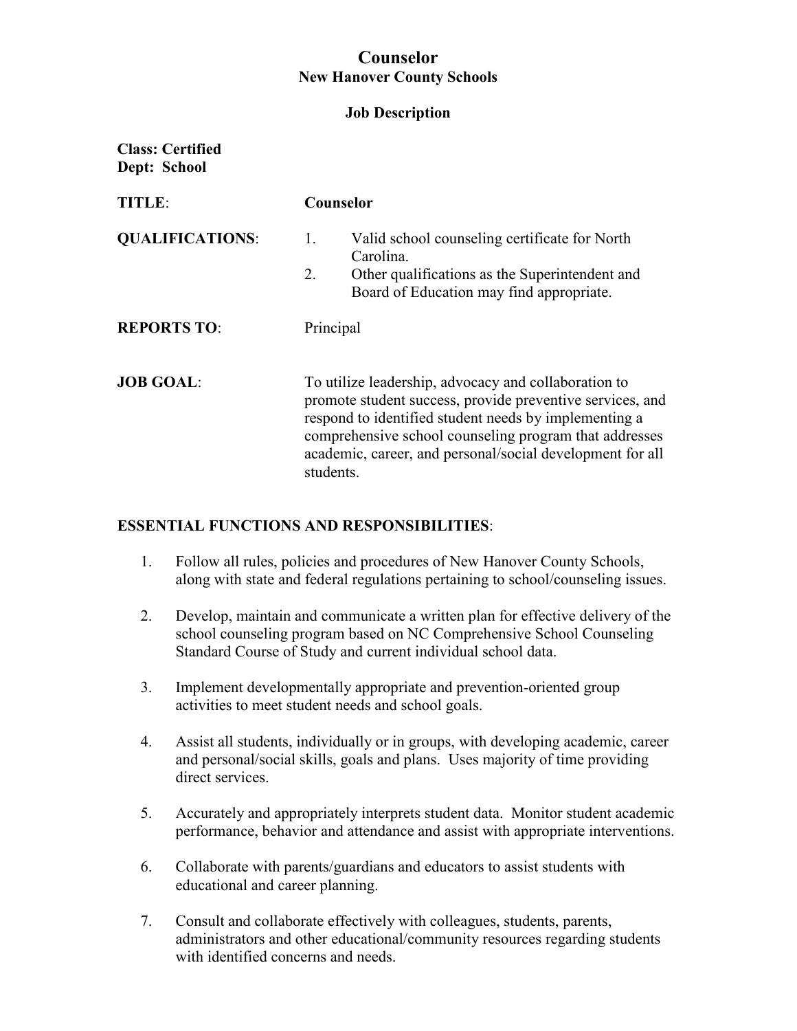# Counselor

## New Hanover County Schools

### Job Description

**Class: Certified**
**Dept: School**

**TITLE**: **Counselor**

**QUALIFICATIONS**:

1. Valid school counseling certificate for North Carolina.
2. Other qualifications as the Superintendent and Board of Education may find appropriate.

**REPORTS TO**: Principal

**JOB GOAL**: To utilize leadership, advocacy and collaboration to promote student success, provide preventive services, and respond to identified student needs by implementing a comprehensive school counseling program that addresses academic, career, and personal/social development for all students.

**ESSENTIAL FUNCTIONS AND RESPONSIBILITIES**:

1. Follow all rules, policies and procedures of New Hanover County Schools, along with state and federal regulations pertaining to school/counseling issues.

2. Develop, maintain and communicate a written plan for effective delivery of the school counseling program based on NC Comprehensive School Counseling Standard Course of Study and current individual school data.

3. Implement developmentally appropriate and prevention-oriented group activities to meet student needs and school goals.

4. Assist all students, individually or in groups, with developing academic, career and personal/social skills, goals and plans. Uses majority of time providing direct services.

5. Accurately and appropriately interprets student data. Monitor student academic performance, behavior and attendance and assist with appropriate interventions.

6. Collaborate with parents/guardians and educators to assist students with educational and career planning.

7. Consult and collaborate effectively with colleagues, students, parents, administrators and other educational/community resources regarding students with identified concerns and needs.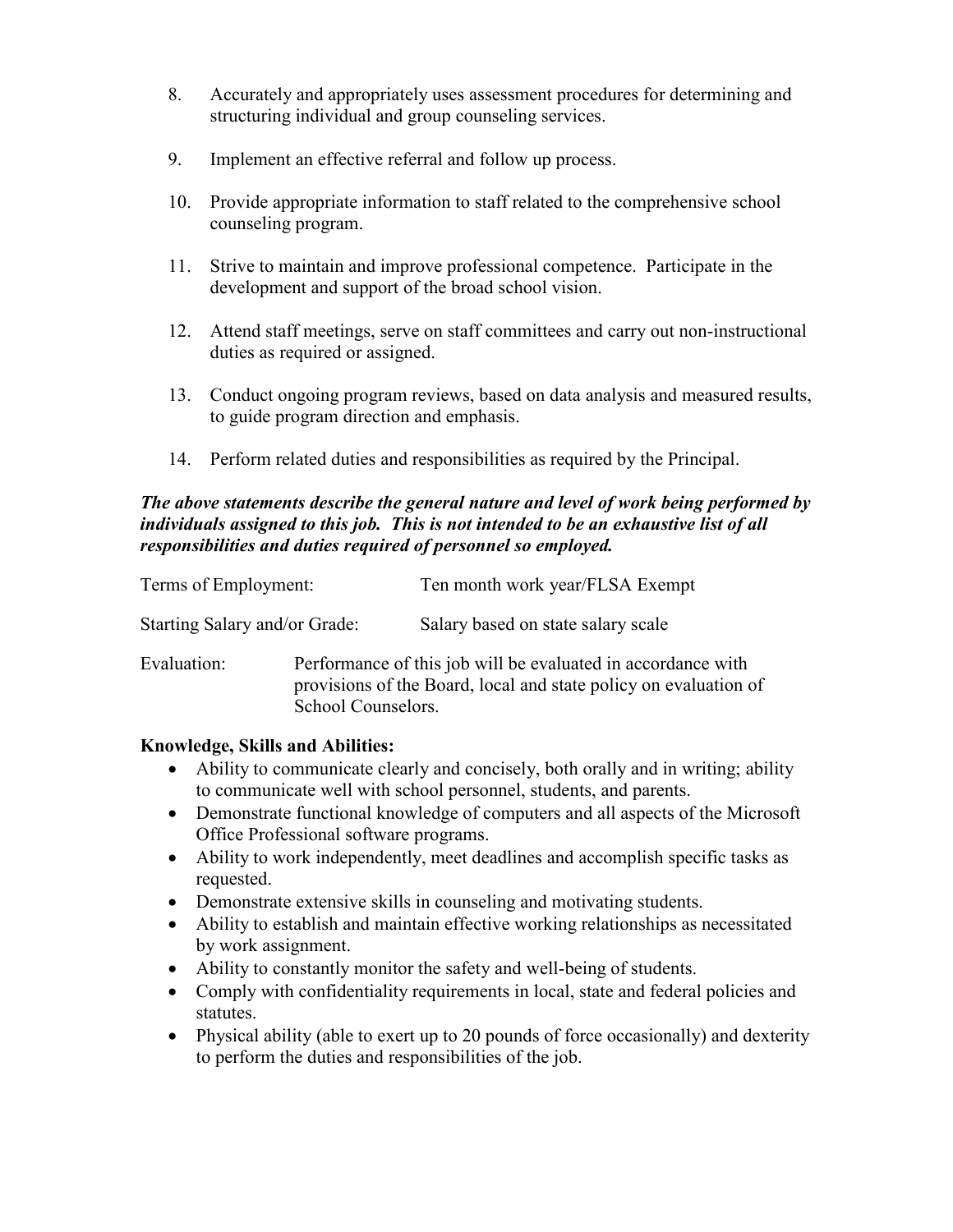8. Accurately and appropriately uses assessment procedures for determining and structuring individual and group counseling services.

9. Implement an effective referral and follow up process.

10. Provide appropriate information to staff related to the comprehensive school counseling program.

11. Strive to maintain and improve professional competence. Participate in the development and support of the broad school vision.

12. Attend staff meetings, serve on staff committees and carry out non-instructional duties as required or assigned.

13. Conduct ongoing program reviews, based on data analysis and measured results, to guide program direction and emphasis.

14. Perform related duties and responsibilities as required by the Principal.

***The above statements describe the general nature and level of work being performed by individuals assigned to this job. This is not intended to be an exhaustive list of all responsibilities and duties required of personnel so employed.***

Terms of Employment: Ten month work year/FLSA Exempt

Starting Salary and/or Grade: Salary based on state salary scale

Evaluation: Performance of this job will be evaluated in accordance with provisions of the Board, local and state policy on evaluation of School Counselors.

**Knowledge, Skills and Abilities:**

- Ability to communicate clearly and concisely, both orally and in writing; ability to communicate well with school personnel, students, and parents.
- Demonstrate functional knowledge of computers and all aspects of the Microsoft Office Professional software programs.
- Ability to work independently, meet deadlines and accomplish specific tasks as requested.
- Demonstrate extensive skills in counseling and motivating students.
- Ability to establish and maintain effective working relationships as necessitated by work assignment.
- Ability to constantly monitor the safety and well-being of students.
- Comply with confidentiality requirements in local, state and federal policies and statutes.
- Physical ability (able to exert up to 20 pounds of force occasionally) and dexterity to perform the duties and responsibilities of the job.